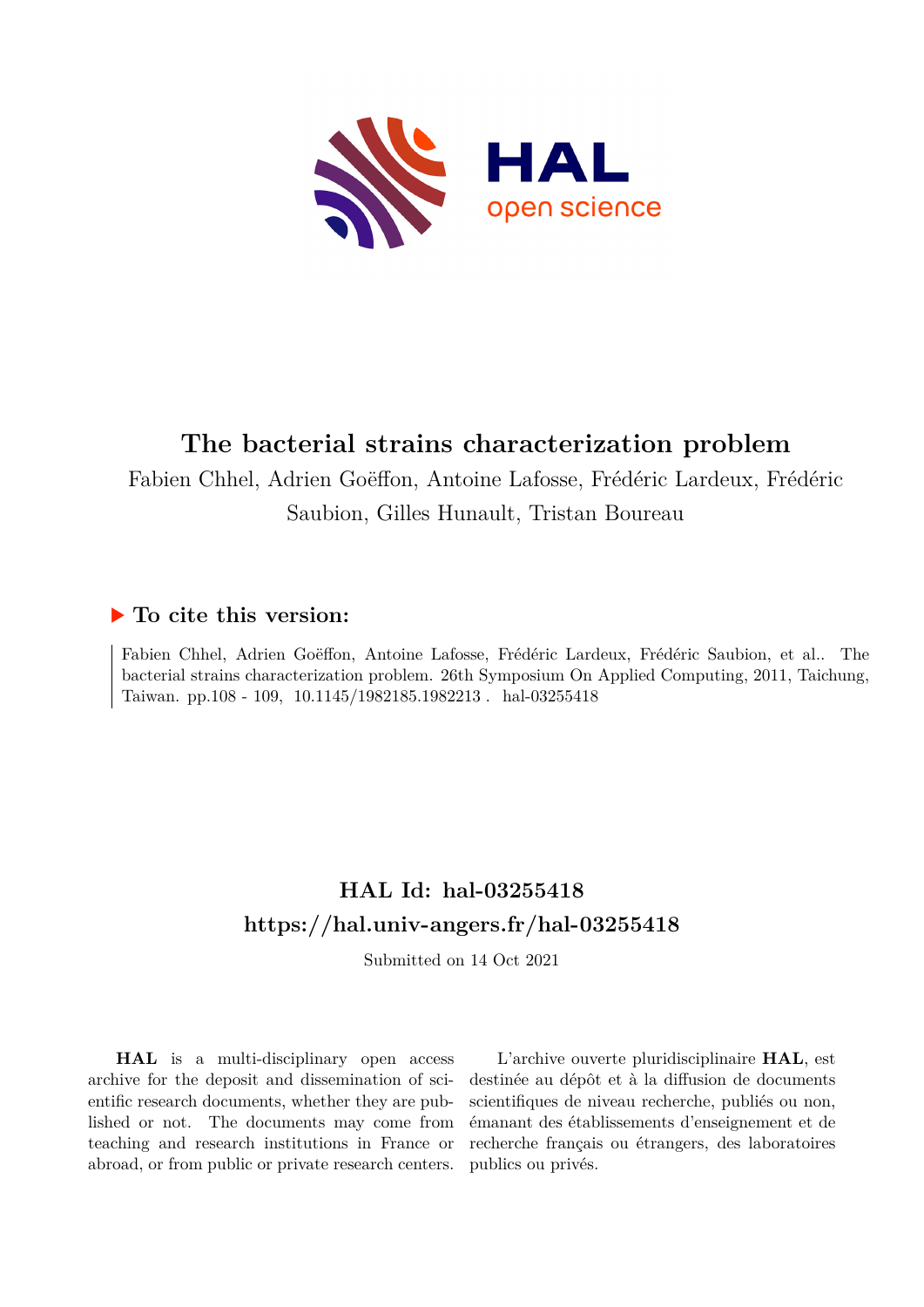# The bacterial strains characterization problem

Fabien Chhel, Adrien Goëffon, Antoine Lafosse, Frédéric Lardeux, Frédéric Saubion, Gilles Hunault, Tristan Boureau

## ▶ To cite this version:

Fabien Chhel, Adrien Goëffon, Antoine Lafosse, Frédéric Lardeux, Frédéric Saubion, et al.. The bacterial strains characterization problem. 26th Symposium On Applied Computing, 2011, Taichung, Taiwan. pp.108 - 109, 10.1145/1982185.1982213 . hal-03255418

## HAL Id: hal-03255418

## https://hal.univ-angers.fr/hal-03255418

Submitted on 14 Oct 2021

**HAL** is a multi-disciplinary open access archive for the deposit and dissemination of scientific research documents, whether they are published or not. The documents may come from teaching and research institutions in France or abroad, or from public or private research centers.

L'archive ouverte pluridisciplinaire **HAL**, est destinée au dépôt et à la diffusion de documents scientifiques de niveau recherche, publiés ou non, émanant des établissements d'enseignement et de recherche français ou étrangers, des laboratoires publics ou privés.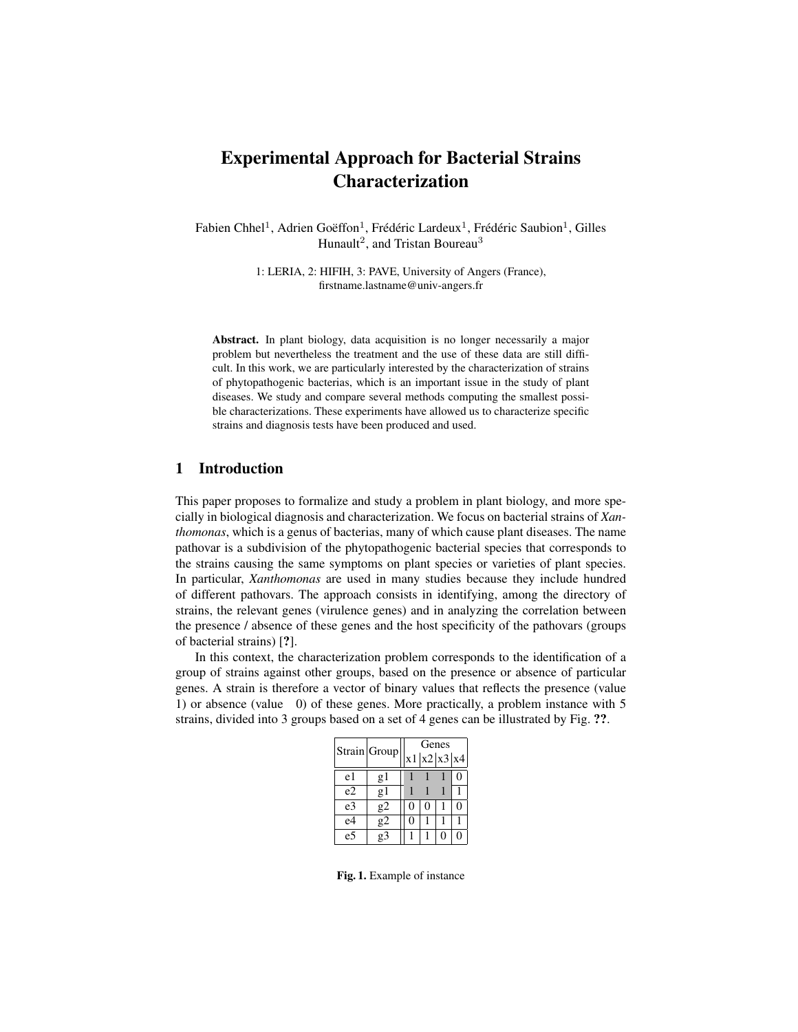# Experimental Approach for Bacterial Strains Characterization

Fabien Chhel[1], Adrien Goëffon[1], Frédéric Lardeux[1], Frédéric Saubion[1], Gilles Hunault[2], and Tristan Boureau[3]

1: LERIA, 2: HIFIH, 3: PAVE, University of Angers (France), firstname.lastname@univ-angers.fr

**Abstract.** In plant biology, data acquisition is no longer necessarily a major problem but nevertheless the treatment and the use of these data are still difficult. In this work, we are particularly interested by the characterization of strains of phytopathogenic bacterias, which is an important issue in the study of plant diseases. We study and compare several methods computing the smallest possible characterizations. These experiments have allowed us to characterize specific strains and diagnosis tests have been produced and used.

## 1 Introduction

This paper proposes to formalize and study a problem in plant biology, and more specially in biological diagnosis and characterization. We focus on bacterial strains of *Xanthomonas*, which is a genus of bacterias, many of which cause plant diseases. The name pathovar is a subdivision of the phytopathogenic bacterial species that corresponds to the strains causing the same symptoms on plant species or varieties of plant species. In particular, *Xanthomonas* are used in many studies because they include hundred of different pathovars. The approach consists in identifying, among the directory of strains, the relevant genes (virulence genes) and in analyzing the correlation between the presence / absence of these genes and the host specificity of the pathovars (groups of bacterial strains) [**?**].

In this context, the characterization problem corresponds to the identification of a group of strains against other groups, based on the presence or absence of particular genes. A strain is therefore a vector of binary values that reflects the presence (value 1) or absence (value 0) of these genes. More practically, a problem instance with 5 strains, divided into 3 groups based on a set of 4 genes can be illustrated by Fig. **??**.

| Strain | Group | Genes | | | |
|---|---|---|---|---|---|
| | | x1 | x2 | x3 | x4 |
| e1 | g1 | 1 | 1 | 1 | 0 |
| e2 | g1 | 1 | 1 | 1 | 1 |
| e3 | g2 | 0 | 0 | 1 | 0 |
| e4 | g2 | 0 | 1 | 1 | 1 |
| e5 | g3 | 1 | 1 | 0 | 0 |

**Fig. 1.** Example of instance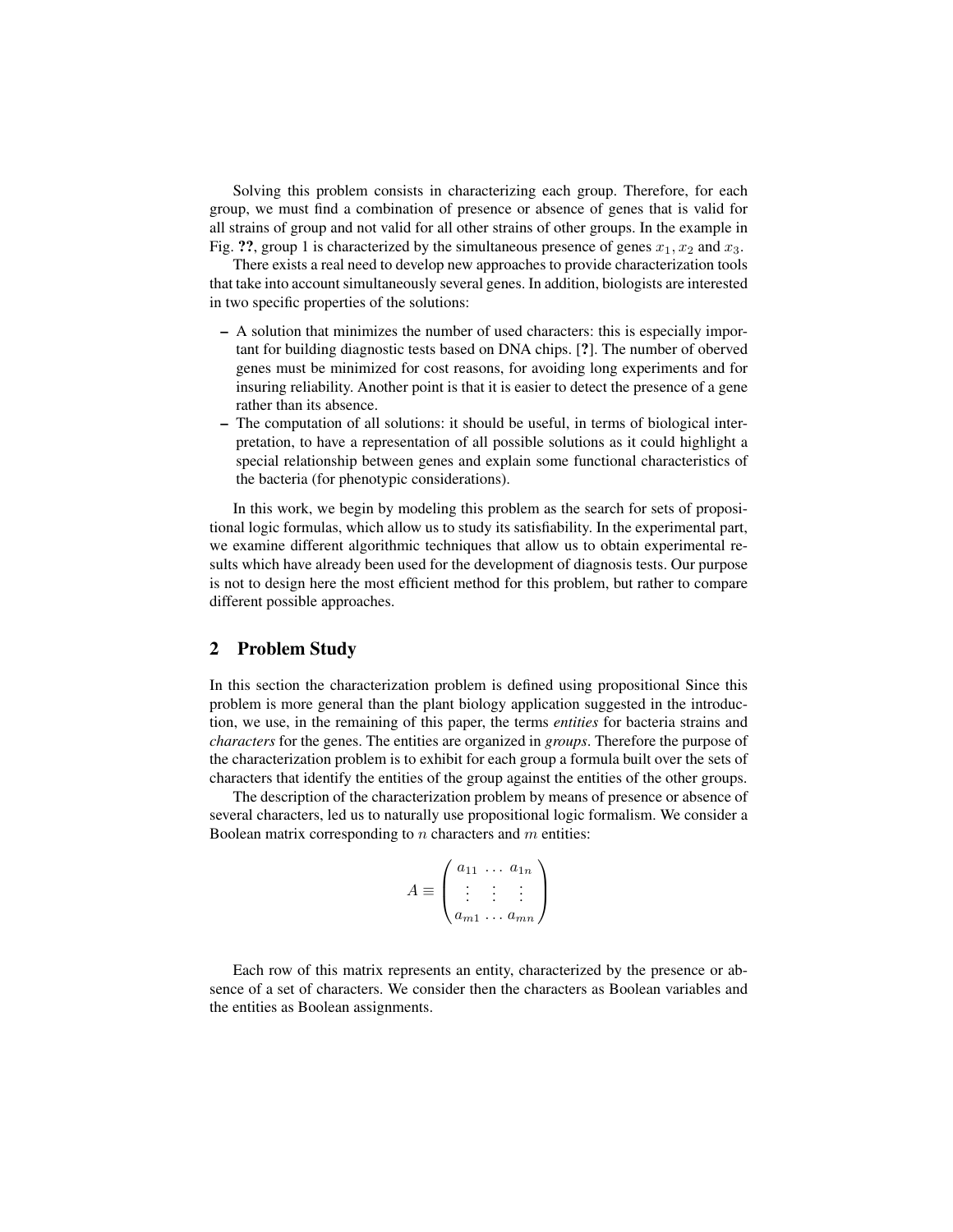Solving this problem consists in characterizing each group. Therefore, for each group, we must find a combination of presence or absence of genes that is valid for all strains of group and not valid for all other strains of other groups. In the example in Fig. **??**, group 1 is characterized by the simultaneous presence of genes $x_1, x_2$ and $x_3$.

There exists a real need to develop new approaches to provide characterization tools that take into account simultaneously several genes. In addition, biologists are interested in two specific properties of the solutions:

- A solution that minimizes the number of used characters: this is especially important for building diagnostic tests based on DNA chips. [**?**]. The number of oberved genes must be minimized for cost reasons, for avoiding long experiments and for insuring reliability. Another point is that it is easier to detect the presence of a gene rather than its absence.
- The computation of all solutions: it should be useful, in terms of biological interpretation, to have a representation of all possible solutions as it could highlight a special relationship between genes and explain some functional characteristics of the bacteria (for phenotypic considerations).

In this work, we begin by modeling this problem as the search for sets of propositional logic formulas, which allow us to study its satisfiability. In the experimental part, we examine different algorithmic techniques that allow us to obtain experimental results which have already been used for the development of diagnosis tests. Our purpose is not to design here the most efficient method for this problem, but rather to compare different possible approaches.

## 2 Problem Study

In this section the characterization problem is defined using propositional Since this problem is more general than the plant biology application suggested in the introduction, we use, in the remaining of this paper, the terms *entities* for bacteria strains and *characters* for the genes. The entities are organized in *groups*. Therefore the purpose of the characterization problem is to exhibit for each group a formula built over the sets of characters that identify the entities of the group against the entities of the other groups.

The description of the characterization problem by means of presence or absence of several characters, led us to naturally use propositional logic formalism. We consider a Boolean matrix corresponding to $n$ characters and $m$ entities:

$$A \equiv \begin{pmatrix} a_{11} & \dots & a_{1n} \\ \vdots & \vdots & \vdots \\ a_{m1} & \dots & a_{mn} \end{pmatrix}$$

Each row of this matrix represents an entity, characterized by the presence or absence of a set of characters. We consider then the characters as Boolean variables and the entities as Boolean assignments.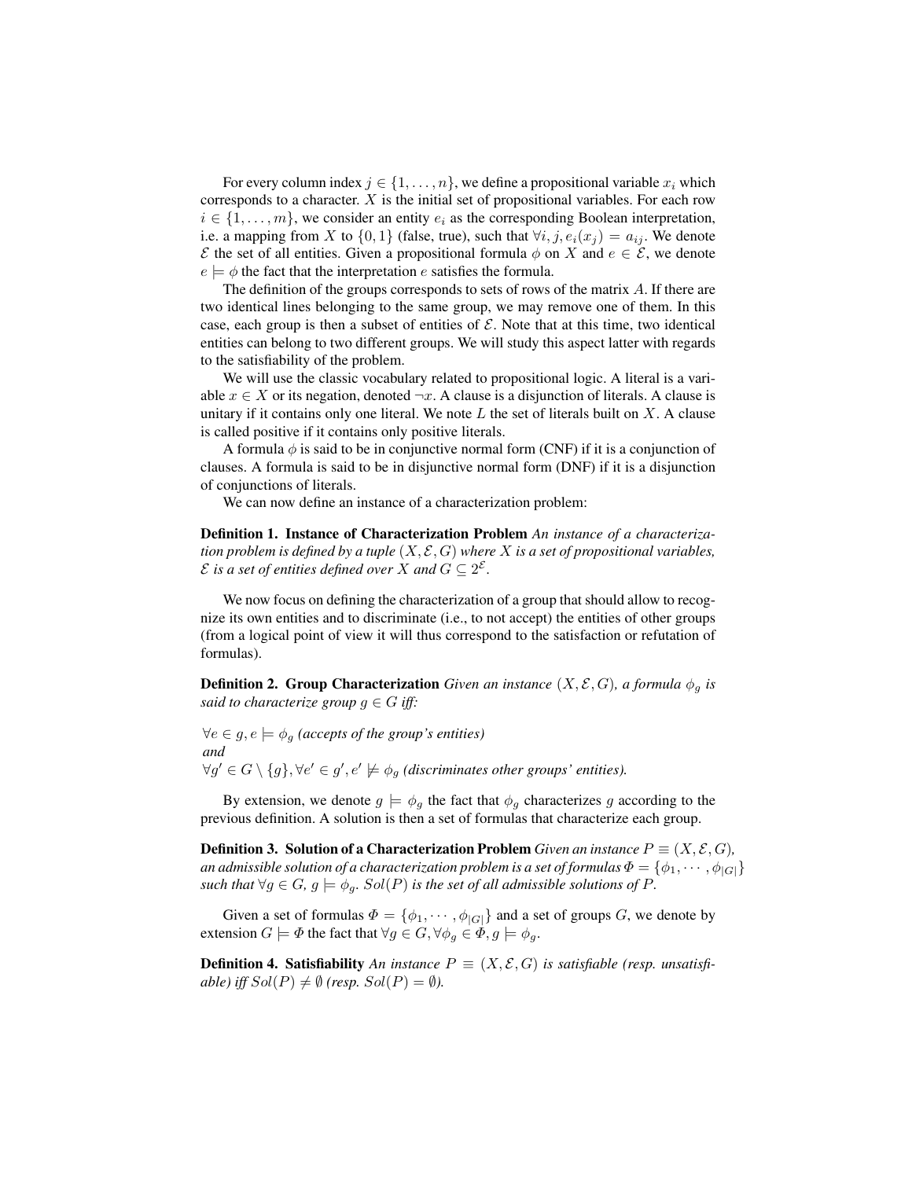For every column index $j \in \{1, \ldots, n\}$, we define a propositional variable $x_i$ which corresponds to a character. $X$ is the initial set of propositional variables. For each row $i \in \{1, \ldots, m\}$, we consider an entity $e_i$ as the corresponding Boolean interpretation, i.e. a mapping from $X$ to $\{0, 1\}$ (false, true), such that $\forall i, j, e_i(x_j) = a_{ij}$. We denote $\mathcal{E}$ the set of all entities. Given a propositional formula $\phi$ on $X$ and $e \in \mathcal{E}$, we denote $e \models \phi$ the fact that the interpretation $e$ satisfies the formula.

The definition of the groups corresponds to sets of rows of the matrix $A$. If there are two identical lines belonging to the same group, we may remove one of them. In this case, each group is then a subset of entities of $\mathcal{E}$. Note that at this time, two identical entities can belong to two different groups. We will study this aspect latter with regards to the satisfiability of the problem.

We will use the classic vocabulary related to propositional logic. A literal is a variable $x \in X$ or its negation, denoted $\neg x$. A clause is a disjunction of literals. A clause is unitary if it contains only one literal. We note $L$ the set of literals built on $X$. A clause is called positive if it contains only positive literals.

A formula $\phi$ is said to be in conjunctive normal form (CNF) if it is a conjunction of clauses. A formula is said to be in disjunctive normal form (DNF) if it is a disjunction of conjunctions of literals.

We can now define an instance of a characterization problem:

**Definition 1. Instance of Characterization Problem** *An instance of a characterization problem is defined by a tuple $(X, \mathcal{E}, G)$ where $X$ is a set of propositional variables, $\mathcal{E}$ is a set of entities defined over $X$ and $G \subseteq 2^{\mathcal{E}}$.*

We now focus on defining the characterization of a group that should allow to recognize its own entities and to discriminate (i.e., to not accept) the entities of other groups (from a logical point of view it will thus correspond to the satisfaction or refutation of formulas).

**Definition 2. Group Characterization** *Given an instance $(X, \mathcal{E}, G)$, a formula $\phi_g$ is said to characterize group $g \in G$ iff:*

$\forall e \in g, e \models \phi_g$ *(accepts of the group's entities)*
*and*
$\forall g' \in G \setminus \{g\}, \forall e' \in g', e' \not\models \phi_g$ *(discriminates other groups' entities).*

By extension, we denote $g \models \phi_g$ the fact that $\phi_g$ characterizes $g$ according to the previous definition. A solution is then a set of formulas that characterize each group.

**Definition 3. Solution of a Characterization Problem** *Given an instance $P \equiv (X, \mathcal{E}, G)$, an admissible solution of a characterization problem is a set of formulas $\Phi = \{\phi_1, \cdots, \phi_{|G|}\}$ such that $\forall g \in G$, $g \models \phi_g$. $Sol(P)$ is the set of all admissible solutions of $P$.*

Given a set of formulas $\Phi = \{\phi_1, \cdots, \phi_{|G|}\}$ and a set of groups $G$, we denote by extension $G \models \Phi$ the fact that $\forall g \in G, \forall \phi_g \in \Phi, g \models \phi_g$.

**Definition 4. Satisfiability** *An instance $P \equiv (X, \mathcal{E}, G)$ is satisfiable (resp. unsatisfiable) iff $Sol(P) \neq \emptyset$ (resp. $Sol(P) = \emptyset$).*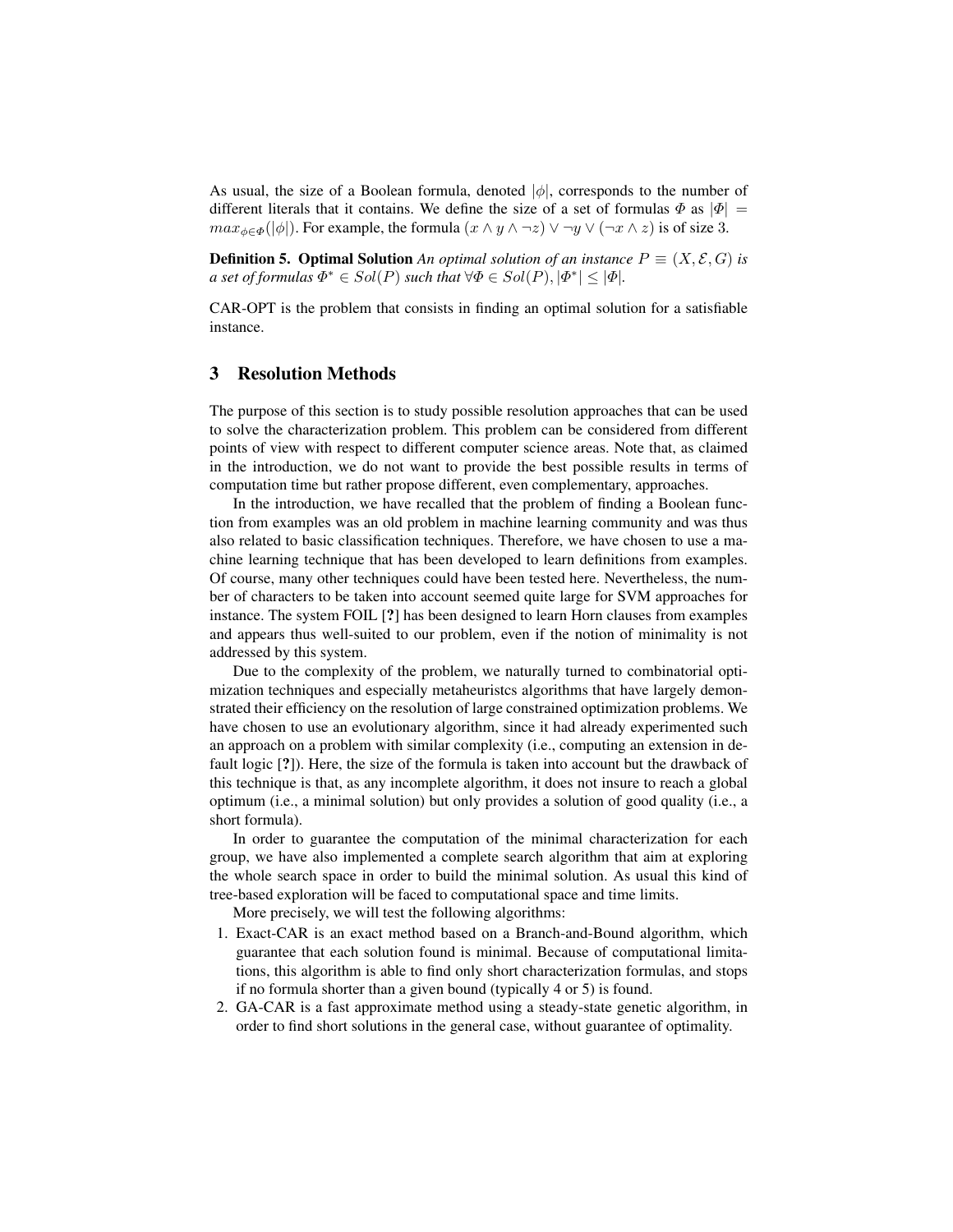As usual, the size of a Boolean formula, denoted $|\phi|$, corresponds to the number of different literals that it contains. We define the size of a set of formulas $\Phi$ as $|\Phi| = max_{\phi \in \Phi}(|\phi|)$. For example, the formula $(x \wedge y \wedge \neg z) \vee \neg y \vee (\neg x \wedge z)$ is of size 3.

**Definition 5. Optimal Solution** *An optimal solution of an instance $P \equiv (X, \mathcal{E}, G)$ is a set of formulas $\Phi^* \in Sol(P)$ such that $\forall \Phi \in Sol(P), |\Phi^*| \leq |\Phi|$.*

CAR-OPT is the problem that consists in finding an optimal solution for a satisfiable instance.

## 3 Resolution Methods

The purpose of this section is to study possible resolution approaches that can be used to solve the characterization problem. This problem can be considered from different points of view with respect to different computer science areas. Note that, as claimed in the introduction, we do not want to provide the best possible results in terms of computation time but rather propose different, even complementary, approaches.

In the introduction, we have recalled that the problem of finding a Boolean function from examples was an old problem in machine learning community and was thus also related to basic classification techniques. Therefore, we have chosen to use a machine learning technique that has been developed to learn definitions from examples. Of course, many other techniques could have been tested here. Nevertheless, the number of characters to be taken into account seemed quite large for SVM approaches for instance. The system FOIL [**?**] has been designed to learn Horn clauses from examples and appears thus well-suited to our problem, even if the notion of minimality is not addressed by this system.

Due to the complexity of the problem, we naturally turned to combinatorial optimization techniques and especially metaheuristcs algorithms that have largely demonstrated their efficiency on the resolution of large constrained optimization problems. We have chosen to use an evolutionary algorithm, since it had already experimented such an approach on a problem with similar complexity (i.e., computing an extension in default logic [**?**]). Here, the size of the formula is taken into account but the drawback of this technique is that, as any incomplete algorithm, it does not insure to reach a global optimum (i.e., a minimal solution) but only provides a solution of good quality (i.e., a short formula).

In order to guarantee the computation of the minimal characterization for each group, we have also implemented a complete search algorithm that aim at exploring the whole search space in order to build the minimal solution. As usual this kind of tree-based exploration will be faced to computational space and time limits.

More precisely, we will test the following algorithms:

1. Exact-CAR is an exact method based on a Branch-and-Bound algorithm, which guarantee that each solution found is minimal. Because of computational limitations, this algorithm is able to find only short characterization formulas, and stops if no formula shorter than a given bound (typically 4 or 5) is found.
2. GA-CAR is a fast approximate method using a steady-state genetic algorithm, in order to find short solutions in the general case, without guarantee of optimality.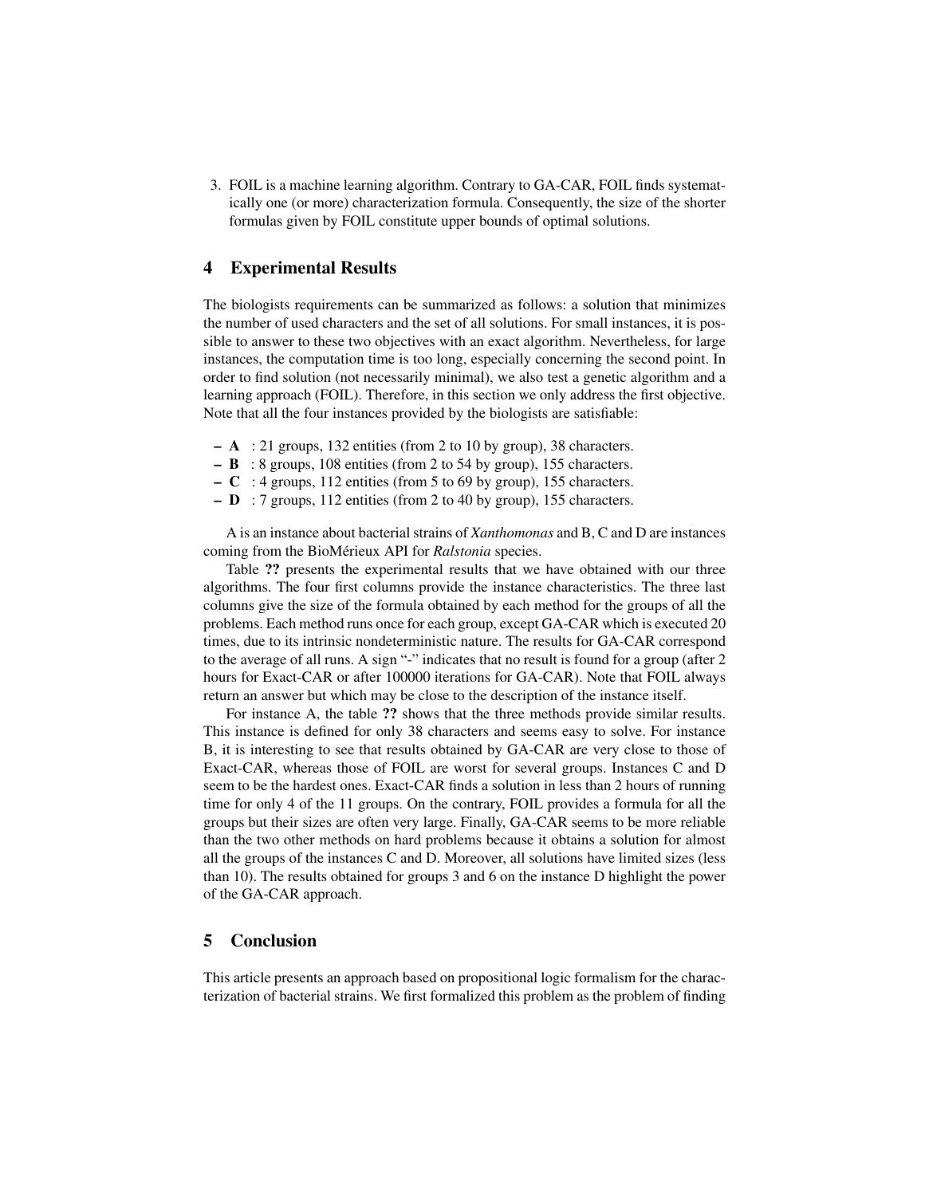3. FOIL is a machine learning algorithm. Contrary to GA-CAR, FOIL finds systematically one (or more) characterization formula. Consequently, the size of the shorter formulas given by FOIL constitute upper bounds of optimal solutions.

## 4 Experimental Results

The biologists requirements can be summarized as follows: a solution that minimizes the number of used characters and the set of all solutions. For small instances, it is possible to answer to these two objectives with an exact algorithm. Nevertheless, for large instances, the computation time is too long, especially concerning the second point. In order to find solution (not necessarily minimal), we also test a genetic algorithm and a learning approach (FOIL). Therefore, in this section we only address the first objective. Note that all the four instances provided by the biologists are satisfiable:

- **A** : 21 groups, 132 entities (from 2 to 10 by group), 38 characters.
- **B** : 8 groups, 108 entities (from 2 to 54 by group), 155 characters.
- **C** : 4 groups, 112 entities (from 5 to 69 by group), 155 characters.
- **D** : 7 groups, 112 entities (from 2 to 40 by group), 155 characters.

A is an instance about bacterial strains of *Xanthomonas* and B, C and D are instances coming from the BioMérieux API for *Ralstonia* species.

Table **??** presents the experimental results that we have obtained with our three algorithms. The four first columns provide the instance characteristics. The three last columns give the size of the formula obtained by each method for the groups of all the problems. Each method runs once for each group, except GA-CAR which is executed 20 times, due to its intrinsic nondeterministic nature. The results for GA-CAR correspond to the average of all runs. A sign "-" indicates that no result is found for a group (after 2 hours for Exact-CAR or after 100000 iterations for GA-CAR). Note that FOIL always return an answer but which may be close to the description of the instance itself.

For instance A, the table **??** shows that the three methods provide similar results. This instance is defined for only 38 characters and seems easy to solve. For instance B, it is interesting to see that results obtained by GA-CAR are very close to those of Exact-CAR, whereas those of FOIL are worst for several groups. Instances C and D seem to be the hardest ones. Exact-CAR finds a solution in less than 2 hours of running time for only 4 of the 11 groups. On the contrary, FOIL provides a formula for all the groups but their sizes are often very large. Finally, GA-CAR seems to be more reliable than the two other methods on hard problems because it obtains a solution for almost all the groups of the instances C and D. Moreover, all solutions have limited sizes (less than 10). The results obtained for groups 3 and 6 on the instance D highlight the power of the GA-CAR approach.

## 5 Conclusion

This article presents an approach based on propositional logic formalism for the characterization of bacterial strains. We first formalized this problem as the problem of finding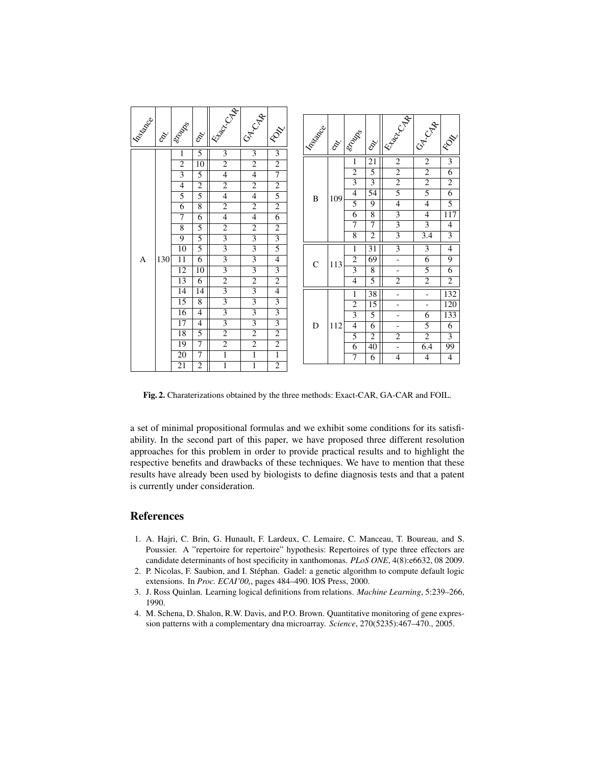| Instance | ent. | groups | ent. | Exact-CAR | GA-CAR | FOIL |
| --- | --- | --- | --- | --- | --- | --- |
| A | 130 | 1 | 5 | 3 | 3 | 3 |
| | | 2 | 10 | 2 | 2 | 2 |
| | | 3 | 5 | 4 | 4 | 7 |
| | | 4 | 2 | 2 | 2 | 2 |
| | | 5 | 5 | 4 | 4 | 5 |
| | | 6 | 8 | 2 | 2 | 2 |
| | | 7 | 6 | 4 | 4 | 6 |
| | | 8 | 5 | 2 | 2 | 2 |
| | | 9 | 5 | 3 | 3 | 3 |
| | | 10 | 5 | 3 | 3 | 5 |
| | | 11 | 6 | 3 | 3 | 4 |
| | | 12 | 10 | 3 | 3 | 3 |
| | | 13 | 6 | 2 | 2 | 2 |
| | | 14 | 14 | 3 | 3 | 4 |
| | | 15 | 8 | 3 | 3 | 3 |
| | | 16 | 4 | 3 | 3 | 3 |
| | | 17 | 4 | 3 | 3 | 3 |
| | | 18 | 5 | 2 | 2 | 2 |
| | | 19 | 7 | 2 | 2 | 2 |
| | | 20 | 7 | 1 | 1 | 1 |
| | | 21 | 2 | 1 | 1 | 2 |

| Instance | ent. | groups | ent. | Exact-CAR | GA-CAR | FOIL |
| --- | --- | --- | --- | --- | --- | --- |
| B | 109 | 1 | 21 | 2 | 2 | 3 |
| | | 2 | 5 | 2 | 2 | 6 |
| | | 3 | 3 | 2 | 2 | 2 |
| | | 4 | 54 | 5 | 5 | 6 |
| | | 5 | 9 | 4 | 4 | 5 |
| | | 6 | 8 | 3 | 4 | 117 |
| | | 7 | 7 | 3 | 3 | 4 |
| | | 8 | 2 | 3 | 3.4 | 3 |
| C | 113 | 1 | 31 | 3 | 3 | 4 |
| | | 2 | 69 | - | 6 | 9 |
| | | 3 | 8 | - | 5 | 6 |
| | | 4 | 5 | 2 | 2 | 2 |
| D | 112 | 1 | 38 | - | - | 132 |
| | | 2 | 15 | - | - | 120 |
| | | 3 | 5 | - | 6 | 133 |
| | | 4 | 6 | - | 5 | 6 |
| | | 5 | 2 | 2 | 2 | 3 |
| | | 6 | 40 | - | 6.4 | 99 |
| | | 7 | 6 | 4 | 4 | 4 |

**Fig. 2.** Charaterizations obtained by the three methods: Exact-CAR, GA-CAR and FOIL.

a set of minimal propositional formulas and we exhibit some conditions for its satisfiability. In the second part of this paper, we have proposed three different resolution approaches for this problem in order to provide practical results and to highlight the respective benefits and drawbacks of these techniques. We have to mention that these results have already been used by biologists to define diagnosis tests and that a patent is currently under consideration.

## References

1. A. Hajri, C. Brin, G. Hunault, F. Lardeux, C. Lemaire, C. Manceau, T. Boureau, and S. Poussier. A "repertoire for repertoire" hypothesis: Repertoires of type three effectors are candidate determinants of host specificity in xanthomonas. *PLoS ONE*, 4(8):e6632, 08 2009.
2. P. Nicolas, F. Saubion, and I. Stéphan. Gadel: a genetic algorithm to compute default logic extensions. In *Proc. ECAI'00,*, pages 484–490. IOS Press, 2000.
3. J. Ross Quinlan. Learning logical definitions from relations. *Machine Learning*, 5:239–266, 1990.
4. M. Schena, D. Shalon, R.W. Davis, and P.O. Brown. Quantitative monitoring of gene expression patterns with a complementary dna microarray. *Science*, 270(5235):467–470., 2005.